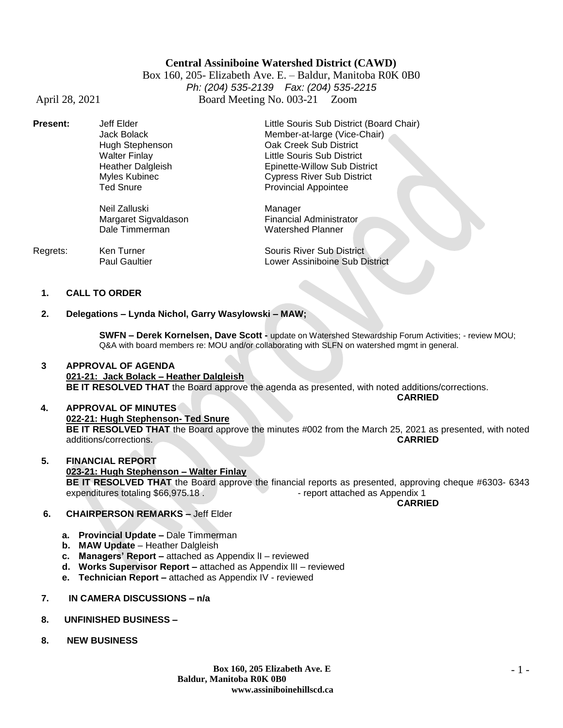**Central Assiniboine Watershed District (CAWD)**

Box 160, 205- Elizabeth Ave. E. – Baldur, Manitoba R0K 0B0

*Ph: (204) 535-2139 Fax: (204) 535-2215*

April 28, 2021 Board Meeting No. 003-21 Zoom

| | | |
|---|---|---|
| **Present:** | Jeff Elder | Little Souris Sub District (Board Chair) |
| | Jack Bolack | Member-at-large (Vice-Chair) |
| | Hugh Stephenson | Oak Creek Sub District |
| | Walter Finlay | Little Souris Sub District |
| | Heather Dalgleish | Epinette-Willow Sub District |
| | Myles Kubinec | Cypress River Sub District |
| | Ted Snure | Provincial Appointee |
| | Neil Zalluski | Manager |
| | Margaret Sigvaldason | Financial Administrator |
| | Dale Timmerman | Watershed Planner |
| Regrets: | Ken Turner | Souris River Sub District |
| | Paul Gaultier | Lower Assiniboine Sub District |

1. **CALL TO ORDER**

2. **Delegations – Lynda Nichol, Garry Wasylowski – MAW;**

   **SWFN – Derek Kornelsen, Dave Scott -** update on Watershed Stewardship Forum Activities; - review MOU; Q&A with board members re: MOU and/or collaborating with SLFN on watershed mgmt in general.

3. **APPROVAL OF AGENDA**

   **021-21: Jack Bolack – Heather Dalgleish**

   **BE IT RESOLVED THAT** the Board approve the agenda as presented, with noted additions/corrections.

   **CARRIED**

4. **APPROVAL OF MINUTES**

   **022-21: Hugh Stephenson- Ted Snure**

   **BE IT RESOLVED THAT** the Board approve the minutes #002 from the March 25, 2021 as presented, with noted additions/corrections. **CARRIED**

5. **FINANCIAL REPORT**

   **023-21: Hugh Stephenson – Walter Finlay**

   **BE IT RESOLVED THAT** the Board approve the financial reports as presented, approving cheque #6303- 6343 expenditures totaling $66,975.18 . - report attached as Appendix 1

   **CARRIED**

6. **CHAIRPERSON REMARKS –** Jeff Elder

   a. **Provincial Update –** Dale Timmerman
   b. **MAW Update** – Heather Dalgleish
   c. **Managers' Report –** attached as Appendix II – reviewed
   d. **Works Supervisor Report –** attached as Appendix lII – reviewed
   e. **Technician Report –** attached as Appendix IV - reviewed

7. **IN CAMERA DISCUSSIONS – n/a**

8. **UNFINISHED BUSINESS –**

8. **NEW BUSINESS**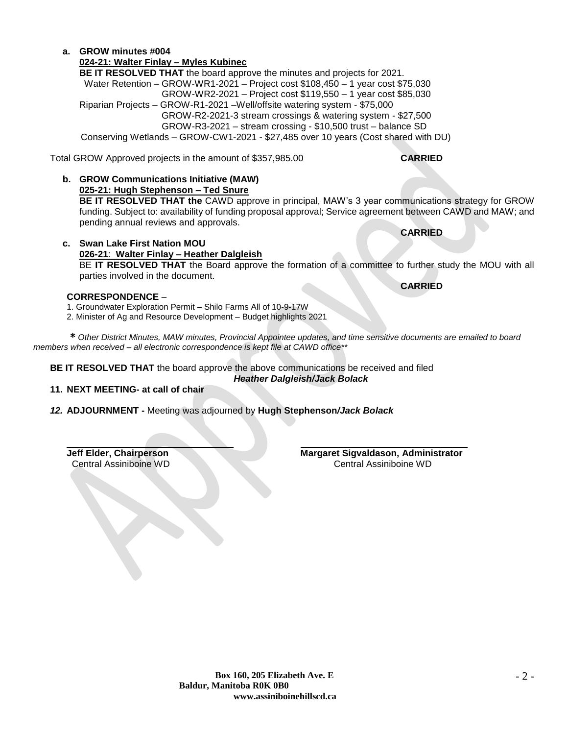**a. GROW minutes #004**

**024-21: Walter Finlay – Myles Kubinec**

**BE IT RESOLVED THAT** the board approve the minutes and projects for 2021.

Water Retention – GROW-WR1-2021 – Project cost $108,450 – 1 year cost $75,030
GROW-WR2-2021 – Project cost $119,550 – 1 year cost $85,030

Riparian Projects – GROW-R1-2021 –Well/offsite watering system - $75,000
GROW-R2-2021-3 stream crossings & watering system - $27,500
GROW-R3-2021 – stream crossing - $10,500 trust – balance SD

Conserving Wetlands – GROW-CW1-2021 - $27,485 over 10 years (Cost shared with DU)

Total GROW Approved projects in the amount of $357,985.00 **CARRIED**

**b. GROW Communications Initiative (MAW)**

**025-21: Hugh Stephenson – Ted Snure**

**BE IT RESOLVED THAT the** CAWD approve in principal, MAW's 3 year communications strategy for GROW funding. Subject to: availability of funding proposal approval; Service agreement between CAWD and MAW; and pending annual reviews and approvals.

**CARRIED**

**c. Swan Lake First Nation MOU**

**026-21**: **Walter Finlay – Heather Dalgleish**

BE **IT RESOLVED THAT** the Board approve the formation of a committee to further study the MOU with all parties involved in the document.

**CARRIED**

**CORRESPONDENCE** –

1. Groundwater Exploration Permit – Shilo Farms All of 10-9-17W
2. Minister of Ag and Resource Development – Budget highlights 2021

**\*** *Other District Minutes, MAW minutes, Provincial Appointee updates, and time sensitive documents are emailed to board members when received – all electronic correspondence is kept file at CAWD office\*\**

**BE IT RESOLVED THAT** the board approve the above communications be received and filed
***Heather Dalgleish/Jack Bolack***

**11. NEXT MEETING- at call of chair**

***12.*** **ADJOURNMENT -** Meeting was adjourned by **Hugh Stephenson/*Jack Bolack***

**Jeff Elder, Chairperson**
Central Assiniboine WD

**Margaret Sigvaldason, Administrator**
Central Assiniboine WD

**Box 160, 205 Elizabeth Ave. E**
**Baldur, Manitoba R0K 0B0**
**www.assiniboinehillscd.ca**